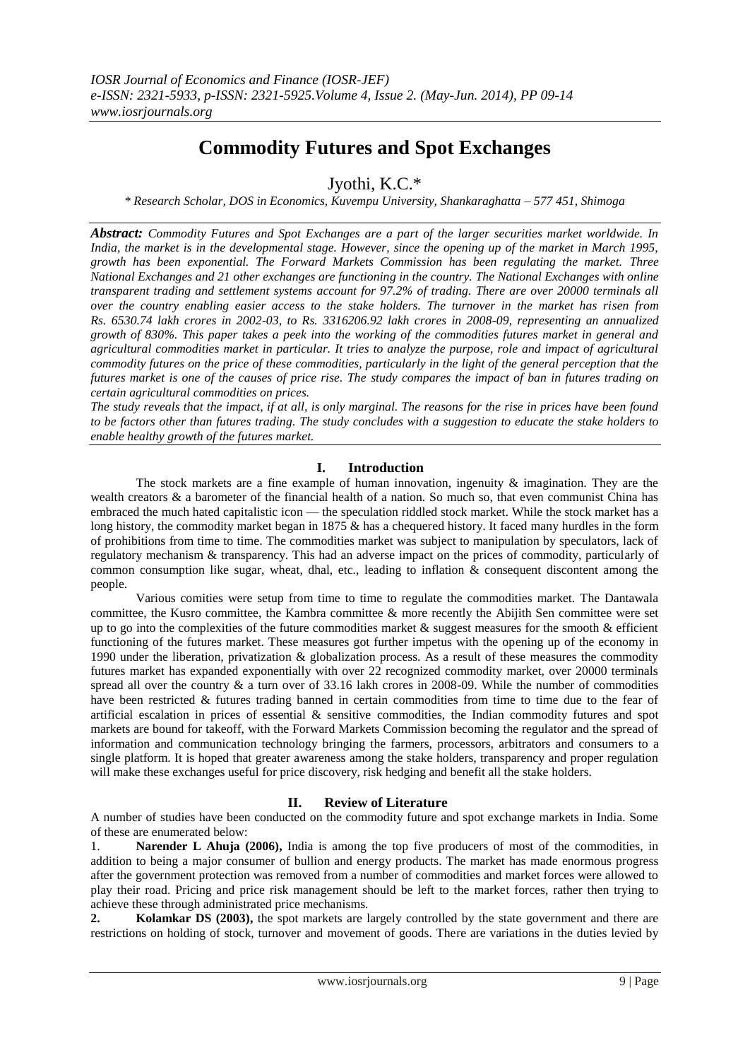# Commodity Futures and Spot Exchanges

Jyothi, K.C.*

*\* Research Scholar, DOS in Economics, Kuvempu University, Shankaraghatta – 577 451, Shimoga*

***Abstract:** Commodity Futures and Spot Exchanges are a part of the larger securities market worldwide. In India, the market is in the developmental stage. However, since the opening up of the market in March 1995, growth has been exponential. The Forward Markets Commission has been regulating the market. Three National Exchanges and 21 other exchanges are functioning in the country. The National Exchanges with online transparent trading and settlement systems account for 97.2% of trading. There are over 20000 terminals all over the country enabling easier access to the stake holders. The turnover in the market has risen from Rs. 6530.74 lakh crores in 2002-03, to Rs. 3316206.92 lakh crores in 2008-09, representing an annualized growth of 830%. This paper takes a peek into the working of the commodities futures market in general and agricultural commodities market in particular. It tries to analyze the purpose, role and impact of agricultural commodity futures on the price of these commodities, particularly in the light of the general perception that the futures market is one of the causes of price rise. The study compares the impact of ban in futures trading on certain agricultural commodities on prices.*

*The study reveals that the impact, if at all, is only marginal. The reasons for the rise in prices have been found to be factors other than futures trading. The study concludes with a suggestion to educate the stake holders to enable healthy growth of the futures market.*

## I. Introduction

The stock markets are a fine example of human innovation, ingenuity & imagination. They are the wealth creators & a barometer of the financial health of a nation. So much so, that even communist China has embraced the much hated capitalistic icon — the speculation riddled stock market. While the stock market has a long history, the commodity market began in 1875 & has a chequered history. It faced many hurdles in the form of prohibitions from time to time. The commodities market was subject to manipulation by speculators, lack of regulatory mechanism & transparency. This had an adverse impact on the prices of commodity, particularly of common consumption like sugar, wheat, dhal, etc., leading to inflation & consequent discontent among the people.

Various comities were setup from time to time to regulate the commodities market. The Dantawala committee, the Kusro committee, the Kambra committee & more recently the Abijith Sen committee were set up to go into the complexities of the future commodities market & suggest measures for the smooth & efficient functioning of the futures market. These measures got further impetus with the opening up of the economy in 1990 under the liberation, privatization & globalization process. As a result of these measures the commodity futures market has expanded exponentially with over 22 recognized commodity market, over 20000 terminals spread all over the country & a turn over of 33.16 lakh crores in 2008-09. While the number of commodities have been restricted & futures trading banned in certain commodities from time to time due to the fear of artificial escalation in prices of essential & sensitive commodities, the Indian commodity futures and spot markets are bound for takeoff, with the Forward Markets Commission becoming the regulator and the spread of information and communication technology bringing the farmers, processors, arbitrators and consumers to a single platform. It is hoped that greater awareness among the stake holders, transparency and proper regulation will make these exchanges useful for price discovery, risk hedging and benefit all the stake holders.

## II. Review of Literature

A number of studies have been conducted on the commodity future and spot exchange markets in India. Some of these are enumerated below:

1. **Narender L Ahuja (2006),** India is among the top five producers of most of the commodities, in addition to being a major consumer of bullion and energy products. The market has made enormous progress after the government protection was removed from a number of commodities and market forces were allowed to play their road. Pricing and price risk management should be left to the market forces, rather then trying to achieve these through administrated price mechanisms.
2. **Kolamkar DS (2003),** the spot markets are largely controlled by the state government and there are restrictions on holding of stock, turnover and movement of goods. There are variations in the duties levied by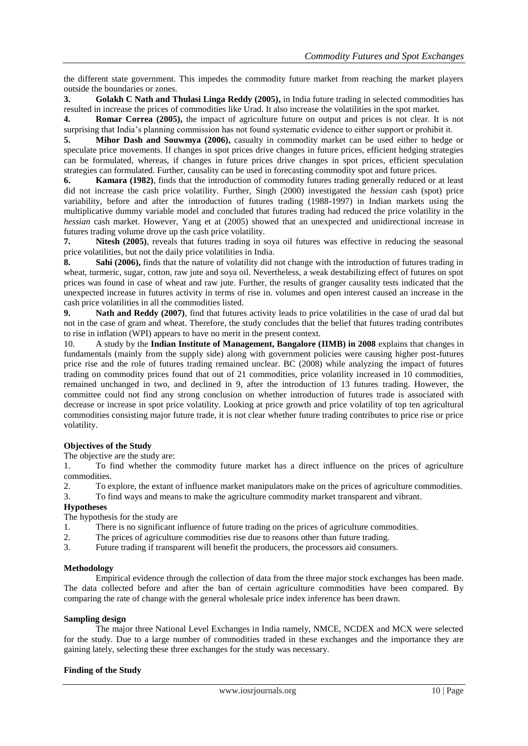the different state government. This impedes the commodity future market from reaching the market players outside the boundaries or zones.

**3. Golakh C Nath and Thulasi Linga Reddy (2005),** in India future trading in selected commodities has resulted in increase the prices of commodities like Urad. It also increase the volatilities in the spot market.

**4. Romar Correa (2005),** the impact of agriculture future on output and prices is not clear. It is not surprising that India's planning commission has not found systematic evidence to either support or prohibit it.

**5. Mihor Dash and Souwmya (2006),** casualty in commodity market can be used either to hedge or speculate price movements. If changes in spot prices drive changes in future prices, efficient hedging strategies can be formulated, whereas, if changes in future prices drive changes in spot prices, efficient speculation strategies can formulated. Further, causality can be used in forecasting commodity spot and future prices.

**6. Kamara (1982)**, finds that the introduction of commodity futures trading generally reduced or at least did not increase the cash price volatility. Further, Singh (2000) investigated the *hessian* cash (spot) price variability, before and after the introduction of futures trading (1988-1997) in Indian markets using the multiplicative dummy variable model and concluded that futures trading had reduced the price volatility in the *hessian* cash market. However, Yang et at (2005) showed that an unexpected and unidirectional increase in futures trading volume drove up the cash price volatility.

**7. Nitesh (2005)**, reveals that futures trading in soya oil futures was effective in reducing the seasonal price volatilities, but not the daily price volatilities in India.

**8. Sahi (2006),** finds that the nature of volatility did not change with the introduction of futures trading in wheat, turmeric, sugar, cotton, raw jute and soya oil. Nevertheless, a weak destabilizing effect of futures on spot prices was found in case of wheat and raw jute. Further, the results of granger causality tests indicated that the unexpected increase in futures activity in terms of rise in. volumes and open interest caused an increase in the cash price volatilities in all the commodities listed.

**9. Nath and Reddy (2007)**, find that futures activity leads to price volatilities in the case of urad dal but not in the case of gram and wheat. Therefore, the study concludes that the belief that futures trading contributes to rise in inflation (WPI) appears to have no merit in the present context.

10. A study by the **Indian Institute of Management, Bangalore (IIMB) in 2008** explains that changes in fundamentals (mainly from the supply side) along with government policies were causing higher post-futures price rise and the role of futures trading remained unclear. BC (2008) while analyzing the impact of futures trading on commodity prices found that out of 21 commodities, price volatility increased in 10 commodities, remained unchanged in two, and declined in 9, after the introduction of 13 futures trading. However, the committee could not find any strong conclusion on whether introduction of futures trade is associated with decrease or increase in spot price volatility. Looking at price growth and price volatility of top ten agricultural commodities consisting major future trade, it is not clear whether future trading contributes to price rise or price volatility.

**Objectives of the Study**

The objective are the study are:

1. To find whether the commodity future market has a direct influence on the prices of agriculture commodities.
2. To explore, the extant of influence market manipulators make on the prices of agriculture commodities.
3. To find ways and means to make the agriculture commodity market transparent and vibrant.

**Hypotheses**

The hypothesis for the study are

1. There is no significant influence of future trading on the prices of agriculture commodities.
2. The prices of agriculture commodities rise due to reasons other than future trading.
3. Future trading if transparent will benefit the producers, the processors aid consumers.

**Methodology**

Empirical evidence through the collection of data from the three major stock exchanges has been made. The data collected before and after the ban of certain agriculture commodities have been compared. By comparing the rate of change with the general wholesale price index inference has been drawn.

**Sampling design**

The major three National Level Exchanges in India namely, NMCE, NCDEX and MCX were selected for the study. Due to a large number of commodities traded in these exchanges and the importance they are gaining lately, selecting these three exchanges for the study was necessary.

**Finding of the Study**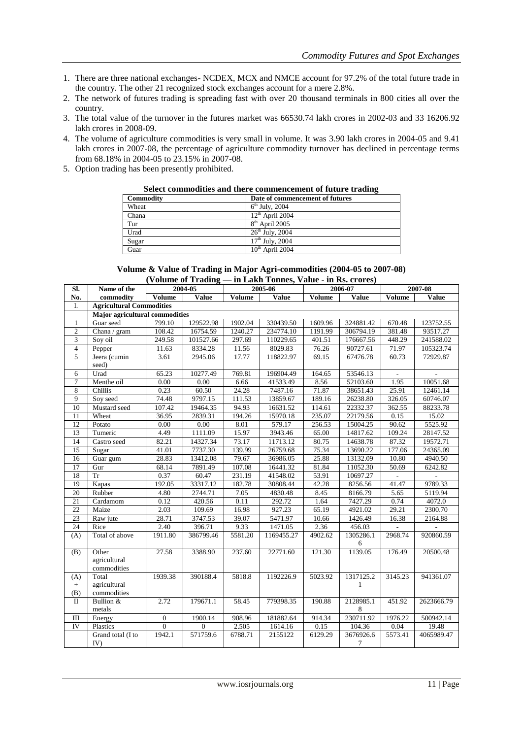1. There are three national exchanges- NCDEX, MCX and NMCE account for 97.2% of the total future trade in the country. The other 21 recognized stock exchanges account for a mere 2.8%.
2. The network of futures trading is spreading fast with over 20 thousand terminals in 800 cities all over the country.
3. The total value of the turnover in the futures market was 66530.74 lakh crores in 2002-03 and 33 16206.92 lakh crores in 2008-09.
4. The volume of agriculture commodities is very small in volume. It was 3.90 lakh crores in 2004-05 and 9.41 lakh crores in 2007-08, the percentage of agriculture commodity turnover has declined in percentage terms from 68.18% in 2004-05 to 23.15% in 2007-08.
5. Option trading has been presently prohibited.

**Select commodities and there commencement of future trading**

| Commodity | Date of commencement of futures |
|---|---|
| Wheat | 6th July, 2004 |
| Chana | 12th April 2004 |
| Tur | 8th April 2005 |
| Urad | 26th July, 2004 |
| Sugar | 17th July, 2004 |
| Guar | 10th April 2004 |

**Volume & Value of Trading in Major Agri-commodities (2004-05 to 2007-08)**
**(Volume of Trading — in Lakh Tonnes, Value - in Rs. crores)**

| Sl. No. | Name of the commodity | 2004-05 | | 2005-06 | | 2006-07 | | 2007-08 | |
|---|---|---|---|---|---|---|---|---|---|
| | | Volume | Value | Volume | Value | Volume | Value | Volume | Value |
| I. | Agricultural Commodities | | | | | | | | |
| | Major agricultural commodities | | | | | | | | |
| 1 | Guar seed | 799.10 | 129522.98 | 1902.04 | 330439.50 | 1609.96 | 324881.42 | 670.48 | 123752.55 |
| 2 | Chana / gram | 108.42 | 16754.59 | 1240.27 | 234774.10 | 1191.99 | 306794.19 | 381.48 | 93517.27 |
| 3 | Soy oil | 249.58 | 101527.66 | 297.69 | 110229.65 | 401.51 | 176667.56 | 448.29 | 241588.02 |
| 4 | Pepper | 11.63 | 8334.28 | 11.56 | 8029.83 | 76.26 | 90727.61 | 71.97 | 105323.74 |
| 5 | Jeera (cumin seed) | 3.61 | 2945.06 | 17.77 | 118822.97 | 69.15 | 67476.78 | 60.73 | 72929.87 |
| 6 | Urad | 65.23 | 10277.49 | 769.81 | 196904.49 | 164.65 | 53546.13 | - | - |
| 7 | Menthe oil | 0.00 | 0.00 | 6.66 | 41533.49 | 8.56 | 52103.60 | 1.95 | 10051.68 |
| 8 | Chillis | 0.23 | 60.50 | 24.28 | 7487.16 | 71.87 | 38651.43 | 25.91 | 12461.14 |
| 9 | Soy seed | 74.48 | 9797.15 | 111.53 | 13859.67 | 189.16 | 26238.80 | 326.05 | 60746.07 |
| 10 | Mustard seed | 107.42 | 19464.35 | 94.93 | 16631.52 | 114.61 | 22332.37 | 362.55 | 88233.78 |
| 11 | Wheat | 36.95 | 2839.31 | 194.26 | 15970.18 | 235.07 | 22179.56 | 0.15 | 15.02 |
| 12 | Potato | 0.00 | 0.00 | 8.01 | 579.17 | 256.53 | 15004.25 | 90.62 | 5525.92 |
| 13 | Tumeric | 4.49 | 1111.09 | 15.97 | 3943.46 | 65.00 | 14817.62 | 109.24 | 28147.52 |
| 14 | Castro seed | 82.21 | 14327.34 | 73.17 | 11713.12 | 80.75 | 14638.78 | 87.32 | 19572.71 |
| 15 | Sugar | 41.01 | 7737.30 | 139.99 | 26759.68 | 75.34 | 13690.22 | 177.06 | 24365.09 |
| 16 | Guar gum | 28.83 | 13412.08 | 79.67 | 36986.05 | 25.88 | 13132.09 | 10.80 | 4940.50 |
| 17 | Gur | 68.14 | 7891.49 | 107.08 | 16441.32 | 81.84 | 11052.30 | 50.69 | 6242.82 |
| 18 | Tr | 0.37 | 60.47 | 231.19 | 41548.02 | 53.91 | 10697.27 | - | - |
| 19 | Kapas | 192.05 | 33317.12 | 182.78 | 30808.44 | 42.28 | 8256.56 | 41.47 | 9789.33 |
| 20 | Rubber | 4.80 | 2744.71 | 7.05 | 4830.48 | 8.45 | 8166.79 | 5.65 | 5119.94 |
| 21 | Cardamom | 0.12 | 420.56 | 0.11 | 292.72 | 1.64 | 7427.29 | 0.74 | 4072.0 |
| 22 | Maize | 2.03 | 109.69 | 16.98 | 927.23 | 65.19 | 4921.02 | 29.21 | 2300.70 |
| 23 | Raw jute | 28.71 | 3747.53 | 39.07 | 5471.97 | 10.66 | 1426.49 | 16.38 | 2164.88 |
| 24 | Rice | 2.40 | 396.71 | 9.33 | 1471.05 | 2.36 | 456.03 | - | - |
| (A) | Total of above | 1911.80 | 386799.46 | 5581.20 | 1169455.27 | 4902.62 | 1305286.16 | 2968.74 | 920860.59 |
| (B) | Other agricultural commodities | 27.58 | 3388.90 | 237.60 | 22771.60 | 121.30 | 1139.05 | 176.49 | 20500.48 |
| (A) + (B) | Total agricultural commodities | 1939.38 | 390188.4 | 5818.8 | 1192226.9 | 5023.92 | 1317125.21 | 3145.23 | 941361.07 |
| II | Bullion & metals | 2.72 | 179671.1 | 58.45 | 779398.35 | 190.88 | 2128985.18 | 451.92 | 2623666.79 |
| III | Energy | 0 | 1900.14 | 908.96 | 181882.64 | 914.34 | 230711.92 | 1976.22 | 500942.14 |
| IV | Plastics | 0 | 0 | 2.505 | 1614.16 | 0.15 | 104.36 | 0.04 | 19.48 |
| | Grand total (I to IV) | 1942.1 | 571759.6 | 6788.71 | 2155122 | 6129.29 | 3676926.67 | 5573.41 | 4065989.47 |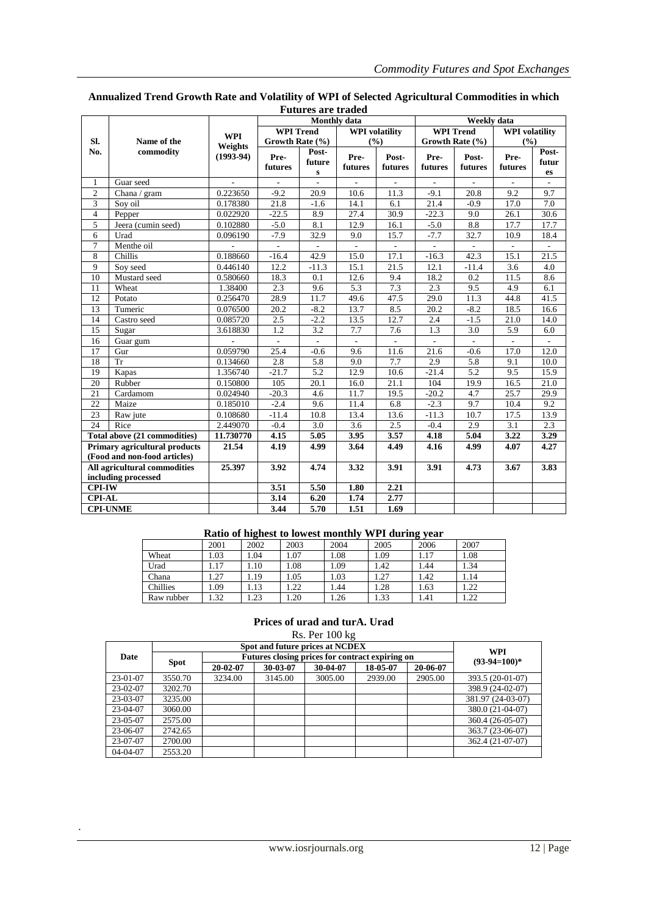**Annualized Trend Growth Rate and Volatility of WPI of Selected Agricultural Commodities in which Futures are traded**

| Sl. No. | Name of the commodity | WPI Weights (1993-94) | Monthly data | | | | Weekly data | | | |
|---|---|---|---|---|---|---|---|---|---|---|
| | | | WPI Trend Growth Rate (%) | | WPI volatility (%) | | WPI Trend Growth Rate (%) | | WPI volatility (%) | |
| | | | Pre-futures | Post-futures | Pre-futures | Post-futures | Pre-futures | Post-futures | Pre-futures | Post-futures |
| 1 | Guar seed | - | - | - | - | - | - | - | - | - |
| 2 | Chana / gram | 0.223650 | -9.2 | 20.9 | 10.6 | 11.3 | -9.1 | 20.8 | 9.2 | 9.7 |
| 3 | Soy oil | 0.178380 | 21.8 | -1.6 | 14.1 | 6.1 | 21.4 | -0.9 | 17.0 | 7.0 |
| 4 | Pepper | 0.022920 | -22.5 | 8.9 | 27.4 | 30.9 | -22.3 | 9.0 | 26.1 | 30.6 |
| 5 | Jeera (cumin seed) | 0.102880 | -5.0 | 8.1 | 12.9 | 16.1 | -5.0 | 8.8 | 17.7 | 17.7 |
| 6 | Urad | 0.096190 | -7.9 | 32.9 | 9.0 | 15.7 | -7.7 | 32.7 | 10.9 | 18.4 |
| 7 | Menthe oil | - | - | - | - | - | - | - | - | - |
| 8 | Chillis | 0.188660 | -16.4 | 42.9 | 15.0 | 17.1 | -16.3 | 42.3 | 15.1 | 21.5 |
| 9 | Soy seed | 0.446140 | 12.2 | -11.3 | 15.1 | 21.5 | 12.1 | -11.4 | 3.6 | 4.0 |
| 10 | Mustard seed | 0.580660 | 18.3 | 0.1 | 12.6 | 9.4 | 18.2 | 0.2 | 11.5 | 8.6 |
| 11 | Wheat | 1.38400 | 2.3 | 9.6 | 5.3 | 7.3 | 2.3 | 9.5 | 4.9 | 6.1 |
| 12 | Potato | 0.256470 | 28.9 | 11.7 | 49.6 | 47.5 | 29.0 | 11.3 | 44.8 | 41.5 |
| 13 | Tumeric | 0.076500 | 20.2 | -8.2 | 13.7 | 8.5 | 20.2 | -8.2 | 18.5 | 16.6 |
| 14 | Castro seed | 0.085720 | 2.5 | -2.2 | 13.5 | 12.7 | 2.4 | -1.5 | 21.0 | 14.0 |
| 15 | Sugar | 3.618830 | 1.2 | 3.2 | 7.7 | 7.6 | 1.3 | 3.0 | 5.9 | 6.0 |
| 16 | Guar gum | - | - | - | - | - | - | - | - | - |
| 17 | Gur | 0.059790 | 25.4 | -0.6 | 9.6 | 11.6 | 21.6 | -0.6 | 17.0 | 12.0 |
| 18 | Tr | 0.134660 | 2.8 | 5.8 | 9.0 | 7.7 | 2.9 | 5.8 | 9.1 | 10.0 |
| 19 | Kapas | 1.356740 | -21.7 | 5.2 | 12.9 | 10.6 | -21.4 | 5.2 | 9.5 | 15.9 |
| 20 | Rubber | 0.150800 | 105 | 20.1 | 16.0 | 21.1 | 104 | 19.9 | 16.5 | 21.0 |
| 21 | Cardamom | 0.024940 | -20.3 | 4.6 | 11.7 | 19.5 | -20.2 | 4.7 | 25.7 | 29.9 |
| 22 | Maize | 0.185010 | -2.4 | 9.6 | 11.4 | 6.8 | -2.3 | 9.7 | 10.4 | 9.2 |
| 23 | Raw jute | 0.108680 | -11.4 | 10.8 | 13.4 | 13.6 | -11.3 | 10.7 | 17.5 | 13.9 |
| 24 | Rice | 2.449070 | -0.4 | 3.0 | 3.6 | 2.5 | -0.4 | 2.9 | 3.1 | 2.3 |
| **Total above (21 commodities)** | | **11.730770** | **4.15** | **5.05** | **3.95** | **3.57** | **4.18** | **5.04** | **3.22** | **3.29** |
| **Primary agricultural products (Food and non-food articles)** | | **21.54** | **4.19** | **4.99** | **3.64** | **4.49** | **4.16** | **4.99** | **4.07** | **4.27** |
| **All agricultural commodities including processed** | | **25.397** | **3.92** | **4.74** | **3.32** | **3.91** | **3.91** | **4.73** | **3.67** | **3.83** |
| **CPI-IW** | | | **3.51** | **5.50** | **1.80** | **2.21** | | | | |
| **CPI-AL** | | | **3.14** | **6.20** | **1.74** | **2.77** | | | | |
| **CPI-UNME** | | | **3.44** | **5.70** | **1.51** | **1.69** | | | | |

**Ratio of highest to lowest monthly WPI during year**

| | 2001 | 2002 | 2003 | 2004 | 2005 | 2006 | 2007 |
|---|---|---|---|---|---|---|---|
| Wheat | 1.03 | 1.04 | 1.07 | 1.08 | 1.09 | 1.17 | 1.08 |
| Urad | 1.17 | 1.10 | 1.08 | 1.09 | 1.42 | 1.44 | 1.34 |
| Chana | 1.27 | 1.19 | 1.05 | 1.03 | 1.27 | 1.42 | 1.14 |
| Chillies | 1.09 | 1.13 | 1.22 | 1.44 | 1.28 | 1.63 | 1.22 |
| Raw rubber | 1.32 | 1.23 | 1.20 | 1.26 | 1.33 | 1.41 | 1.22 |

**Prices of urad and turA. Urad**

Rs. Per 100 kg

| Date | Spot and future prices at NCDEX | | | | | | WPI (93-94=100)* |
|---|---|---|---|---|---|---|---|
| | Spot | Futures closing prices for contract expiring on | | | | | |
| | | 20-02-07 | 30-03-07 | 30-04-07 | 18-05-07 | 20-06-07 | |
| 23-01-07 | 3550.70 | 3234.00 | 3145.00 | 3005.00 | 2939.00 | 2905.00 | 393.5 (20-01-07) |
| 23-02-07 | 3202.70 | | | | | | 398.9 (24-02-07) |
| 23-03-07 | 3235.00 | | | | | | 381.97 (24-03-07) |
| 23-04-07 | 3060.00 | | | | | | 380.0 (21-04-07) |
| 23-05-07 | 2575.00 | | | | | | 360.4 (26-05-07) |
| 23-06-07 | 2742.65 | | | | | | 363.7 (23-06-07) |
| 23-07-07 | 2700.00 | | | | | | 362.4 (21-07-07) |
| 04-04-07 | 2553.20 | | | | | | |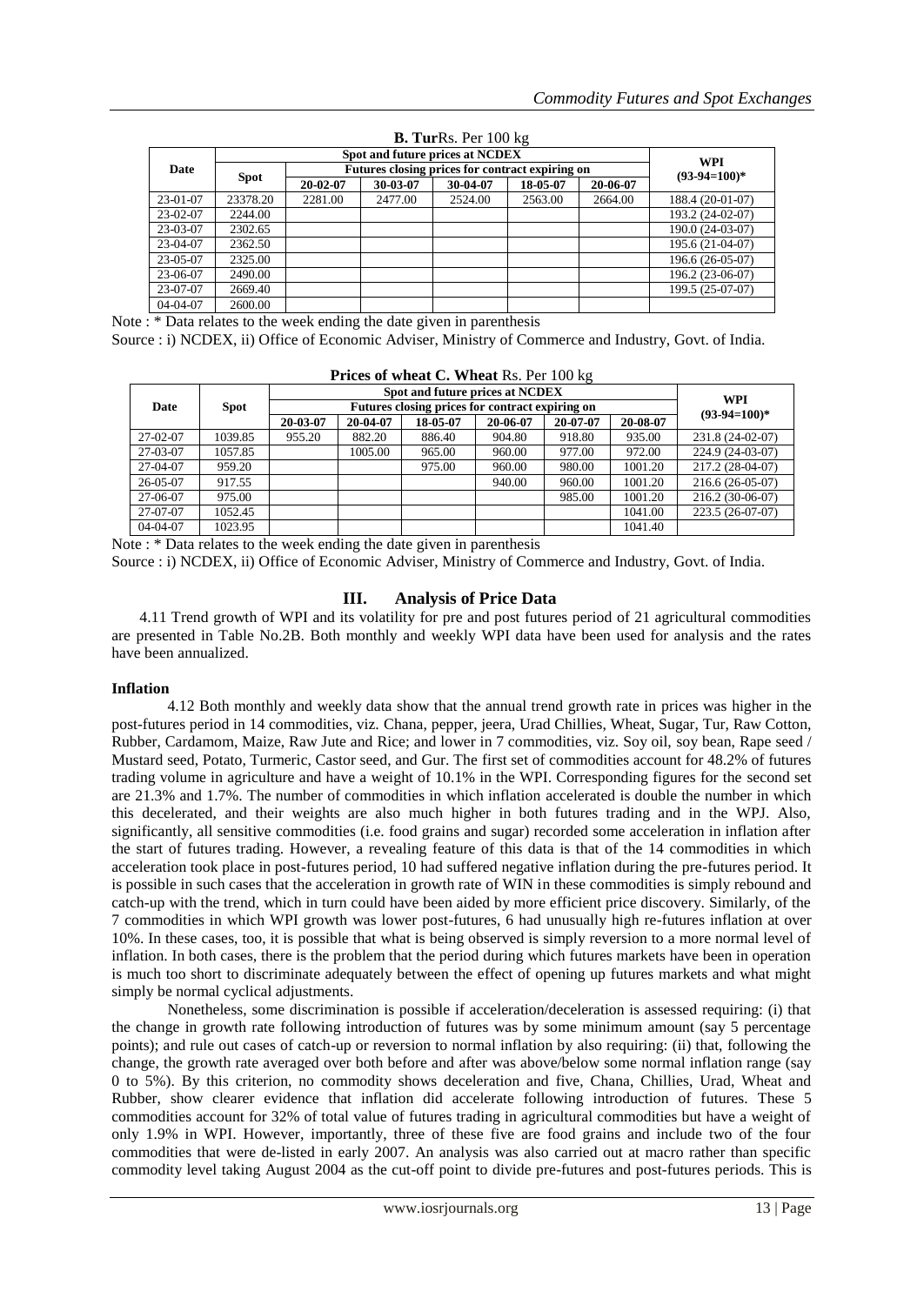**B. Tur**Rs. Per 100 kg

| Date | Spot and future prices at NCDEX | | | | | | WPI (93-94=100)* |
|---|---|---|---|---|---|---|---|
| | Spot | Futures closing prices for contract expiring on | | | | | |
| | | 20-02-07 | 30-03-07 | 30-04-07 | 18-05-07 | 20-06-07 | |
| 23-01-07 | 23378.20 | 2281.00 | 2477.00 | 2524.00 | 2563.00 | 2664.00 | 188.4 (20-01-07) |
| 23-02-07 | 2244.00 | | | | | | 193.2 (24-02-07) |
| 23-03-07 | 2302.65 | | | | | | 190.0 (24-03-07) |
| 23-04-07 | 2362.50 | | | | | | 195.6 (21-04-07) |
| 23-05-07 | 2325.00 | | | | | | 196.6 (26-05-07) |
| 23-06-07 | 2490.00 | | | | | | 196.2 (23-06-07) |
| 23-07-07 | 2669.40 | | | | | | 199.5 (25-07-07) |
| 04-04-07 | 2600.00 | | | | | | |

Note : * Data relates to the week ending the date given in parenthesis

Source : i) NCDEX, ii) Office of Economic Adviser, Ministry of Commerce and Industry, Govt. of India.

**Prices of wheat C. Wheat** Rs. Per 100 kg

| Date | Spot | Spot and future prices at NCDEX | | | | | | WPI (93-94=100)* |
|---|---|---|---|---|---|---|---|---|
| | | Futures closing prices for contract expiring on | | | | | | |
| | | 20-03-07 | 20-04-07 | 18-05-07 | 20-06-07 | 20-07-07 | 20-08-07 | |
| 27-02-07 | 1039.85 | 955.20 | 882.20 | 886.40 | 904.80 | 918.80 | 935.00 | 231.8 (24-02-07) |
| 27-03-07 | 1057.85 | | 1005.00 | 965.00 | 960.00 | 977.00 | 972.00 | 224.9 (24-03-07) |
| 27-04-07 | 959.20 | | | 975.00 | 960.00 | 980.00 | 1001.20 | 217.2 (28-04-07) |
| 26-05-07 | 917.55 | | | | 940.00 | 960.00 | 1001.20 | 216.6 (26-05-07) |
| 27-06-07 | 975.00 | | | | | 985.00 | 1001.20 | 216.2 (30-06-07) |
| 27-07-07 | 1052.45 | | | | | | 1041.00 | 223.5 (26-07-07) |
| 04-04-07 | 1023.95 | | | | | | 1041.40 | |

Note : * Data relates to the week ending the date given in parenthesis

Source : i) NCDEX, ii) Office of Economic Adviser, Ministry of Commerce and Industry, Govt. of India.

## III. Analysis of Price Data

4.11 Trend growth of WPI and its volatility for pre and post futures period of 21 agricultural commodities are presented in Table No.2B. Both monthly and weekly WPI data have been used for analysis and the rates have been annualized.

### Inflation

4.12 Both monthly and weekly data show that the annual trend growth rate in prices was higher in the post-futures period in 14 commodities, viz. Chana, pepper, jeera, Urad Chillies, Wheat, Sugar, Tur, Raw Cotton, Rubber, Cardamom, Maize, Raw Jute and Rice; and lower in 7 commodities, viz. Soy oil, soy bean, Rape seed / Mustard seed, Potato, Turmeric, Castor seed, and Gur. The first set of commodities account for 48.2% of futures trading volume in agriculture and have a weight of 10.1% in the WPI. Corresponding figures for the second set are 21.3% and 1.7%. The number of commodities in which inflation accelerated is double the number in which this decelerated, and their weights are also much higher in both futures trading and in the WPJ. Also, significantly, all sensitive commodities (i.e. food grains and sugar) recorded some acceleration in inflation after the start of futures trading. However, a revealing feature of this data is that of the 14 commodities in which acceleration took place in post-futures period, 10 had suffered negative inflation during the pre-futures period. It is possible in such cases that the acceleration in growth rate of WIN in these commodities is simply rebound and catch-up with the trend, which in turn could have been aided by more efficient price discovery. Similarly, of the 7 commodities in which WPI growth was lower post-futures, 6 had unusually high re-futures inflation at over 10%. In these cases, too, it is possible that what is being observed is simply reversion to a more normal level of inflation. In both cases, there is the problem that the period during which futures markets have been in operation is much too short to discriminate adequately between the effect of opening up futures markets and what might simply be normal cyclical adjustments.

Nonetheless, some discrimination is possible if acceleration/deceleration is assessed requiring: (i) that the change in growth rate following introduction of futures was by some minimum amount (say 5 percentage points); and rule out cases of catch-up or reversion to normal inflation by also requiring: (ii) that, following the change, the growth rate averaged over both before and after was above/below some normal inflation range (say 0 to 5%). By this criterion, no commodity shows deceleration and five, Chana, Chillies, Urad, Wheat and Rubber, show clearer evidence that inflation did accelerate following introduction of futures. These 5 commodities account for 32% of total value of futures trading in agricultural commodities but have a weight of only 1.9% in WPI. However, importantly, three of these five are food grains and include two of the four commodities that were de-listed in early 2007. An analysis was also carried out at macro rather than specific commodity level taking August 2004 as the cut-off point to divide pre-futures and post-futures periods. This is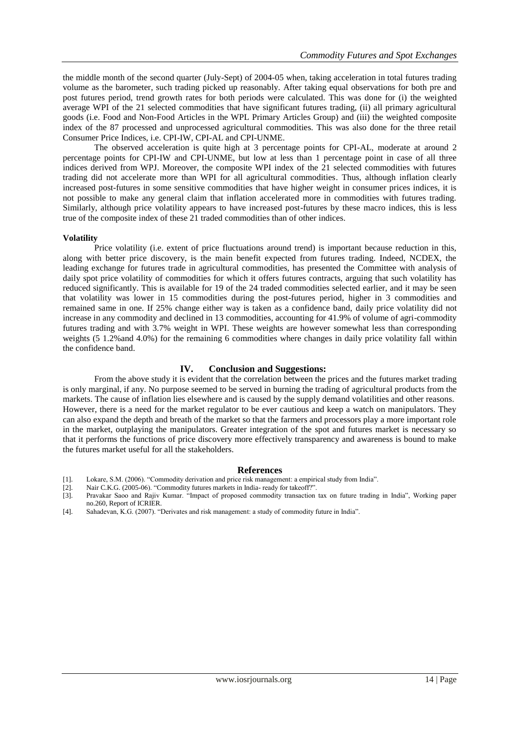the middle month of the second quarter (July-Sept) of 2004-05 when, taking acceleration in total futures trading volume as the barometer, such trading picked up reasonably. After taking equal observations for both pre and post futures period, trend growth rates for both periods were calculated. This was done for (i) the weighted average WPI of the 21 selected commodities that have significant futures trading, (ii) all primary agricultural goods (i.e. Food and Non-Food Articles in the WPL Primary Articles Group) and (iii) the weighted composite index of the 87 processed and unprocessed agricultural commodities. This was also done for the three retail Consumer Price Indices, i.e. CPI-IW, CPI-AL and CPI-UNME.

The observed acceleration is quite high at 3 percentage points for CPI-AL, moderate at around 2 percentage points for CPI-IW and CPI-UNME, but low at less than 1 percentage point in case of all three indices derived from WPJ. Moreover, the composite WPI index of the 21 selected commodities with futures trading did not accelerate more than WPI for all agricultural commodities. Thus, although inflation clearly increased post-futures in some sensitive commodities that have higher weight in consumer prices indices, it is not possible to make any general claim that inflation accelerated more in commodities with futures trading. Similarly, although price volatility appears to have increased post-futures by these macro indices, this is less true of the composite index of these 21 traded commodities than of other indices.

**Volatility**

Price volatility (i.e. extent of price fluctuations around trend) is important because reduction in this, along with better price discovery, is the main benefit expected from futures trading. Indeed, NCDEX, the leading exchange for futures trade in agricultural commodities, has presented the Committee with analysis of daily spot price volatility of commodities for which it offers futures contracts, arguing that such volatility has reduced significantly. This is available for 19 of the 24 traded commodities selected earlier, and it may be seen that volatility was lower in 15 commodities during the post-futures period, higher in 3 commodities and remained same in one. If 25% change either way is taken as a confidence band, daily price volatility did not increase in any commodity and declined in 13 commodities, accounting for 41.9% of volume of agri-commodity futures trading and with 3.7% weight in WPI. These weights are however somewhat less than corresponding weights (5 1.2%and 4.0%) for the remaining 6 commodities where changes in daily price volatility fall within the confidence band.

## IV. Conclusion and Suggestions:

From the above study it is evident that the correlation between the prices and the futures market trading is only marginal, if any. No purpose seemed to be served in burning the trading of agricultural products from the markets. The cause of inflation lies elsewhere and is caused by the supply demand volatilities and other reasons. However, there is a need for the market regulator to be ever cautious and keep a watch on manipulators. They can also expand the depth and breath of the market so that the farmers and processors play a more important role in the market, outplaying the manipulators. Greater integration of the spot and futures market is necessary so that it performs the functions of price discovery more effectively transparency and awareness is bound to make the futures market useful for all the stakeholders.

## References

[1]. Lokare, S.M. (2006). "Commodity derivation and price risk management: a empirical study from India".

[2]. Nair C.K.G. (2005-06). "Commodity futures markets in India- ready for takeoff?".

[3]. Pravakar Saoo and Rajiv Kumar. "Impact of proposed commodity transaction tax on future trading in India", Working paper no.260, Report of ICRIER.

[4]. Sahadevan, K.G. (2007). "Derivates and risk management: a study of commodity future in India".